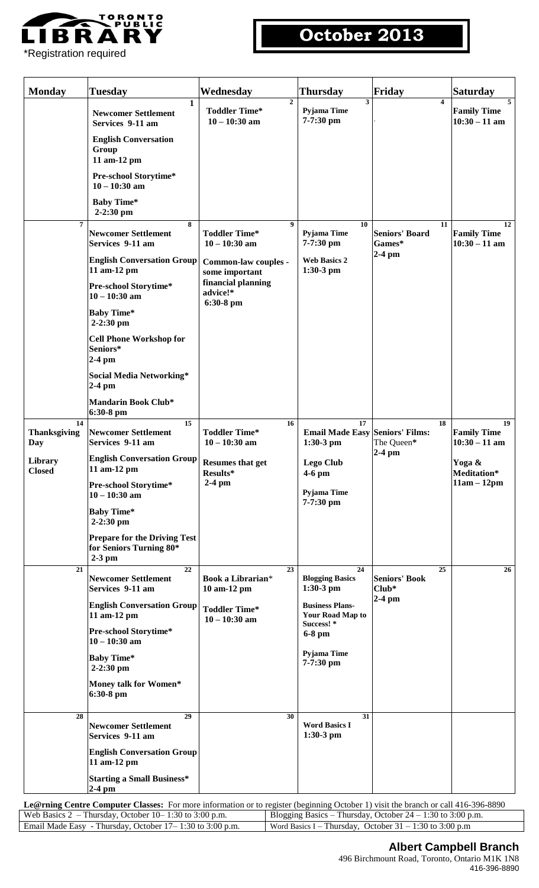TORONTO PUBLIC LIBRARY

*Registration required

# October 2013

| Monday | Tuesday | Wednesday | Thursday | Friday | Saturday |
|---|---|---|---|---|---|
| | 1<br>**Newcomer Settlement Services 9-11 am**<br>**English Conversation Group 11 am-12 pm**<br>**Pre-school Storytime* 10 – 10:30 am**<br>**Baby Time* 2-2:30 pm** | 2<br>**Toddler Time* 10 – 10:30 am** | 3<br>**Pyjama Time 7-7:30 pm** | 4<br>. | 5<br>**Family Time 10:30 – 11 am** |
| 7 | 8<br>**Newcomer Settlement Services 9-11 am**<br>**English Conversation Group 11 am-12 pm**<br>**Pre-school Storytime* 10 – 10:30 am**<br>**Baby Time* 2-2:30 pm**<br>**Cell Phone Workshop for Seniors* 2-4 pm**<br>**Social Media Networking* 2-4 pm**<br>**Mandarin Book Club* 6:30-8 pm** | 9<br>**Toddler Time* 10 – 10:30 am**<br>**Common-law couples - some important financial planning advice!* 6:30-8 pm** | 10<br>**Pyjama Time 7-7:30 pm**<br>**Web Basics 2 1:30-3 pm** | 11<br>**Seniors' Board Games* 2-4 pm** | 12<br>**Family Time 10:30 – 11 am** |
| 14<br>**Thanksgiving Day**<br>**Library Closed** | 15<br>**Newcomer Settlement Services 9-11 am**<br>**English Conversation Group 11 am-12 pm**<br>**Pre-school Storytime* 10 – 10:30 am**<br>**Baby Time* 2-2:30 pm**<br>**Prepare for the Driving Test for Seniors Turning 80* 2-3 pm** | 16<br>**Toddler Time* 10 – 10:30 am**<br>**Resumes that get Results* 2-4 pm** | 17<br>**Email Made Easy 1:30-3 pm**<br>**Lego Club 4-6 pm**<br>**Pyjama Time 7-7:30 pm** | 18<br>**Seniors' Films:** The Queen*<br>**2-4 pm** | 19<br>**Family Time 10:30 – 11 am**<br>**Yoga & Meditation* 11am – 12pm** |
| 21 | 22<br>**Newcomer Settlement Services 9-11 am**<br>**English Conversation Group 11 am-12 pm**<br>**Pre-school Storytime* 10 – 10:30 am**<br>**Baby Time* 2-2:30 pm**<br>**Money talk for Women* 6:30-8 pm** | 23<br>**Book a Librarian* 10 am-12 pm**<br>**Toddler Time* 10 – 10:30 am** | 24<br>**Blogging Basics 1:30-3 pm**<br>**Business Plans- Your Road Map to Success! * 6-8 pm**<br>**Pyjama Time 7-7:30 pm** | 25<br>**Seniors' Book Club* 2-4 pm** | 26 |
| 28 | 29<br>**Newcomer Settlement Services 9-11 am**<br>**English Conversation Group 11 am-12 pm**<br>**Starting a Small Business* 2-4 pm** | 30 | 31<br>**Word Basics I 1:30-3 pm** | | |

**Le@rning Centre Computer Classes:** For more information or to register (beginning October 1) visit the branch or call 416-396-8890

| | |
|---|---|
| Web Basics 2 – Thursday, October 10– 1:30 to 3:00 p.m. | Blogging Basics – Thursday, October 24 – 1:30 to 3:00 p.m. |
| Email Made Easy - Thursday, October 17– 1:30 to 3:00 p.m. | Word Basics I – Thursday, October 31 – 1:30 to 3:00 p.m |

**Albert Campbell Branch**
496 Birchmount Road, Toronto, Ontario M1K 1N8
416-396-8890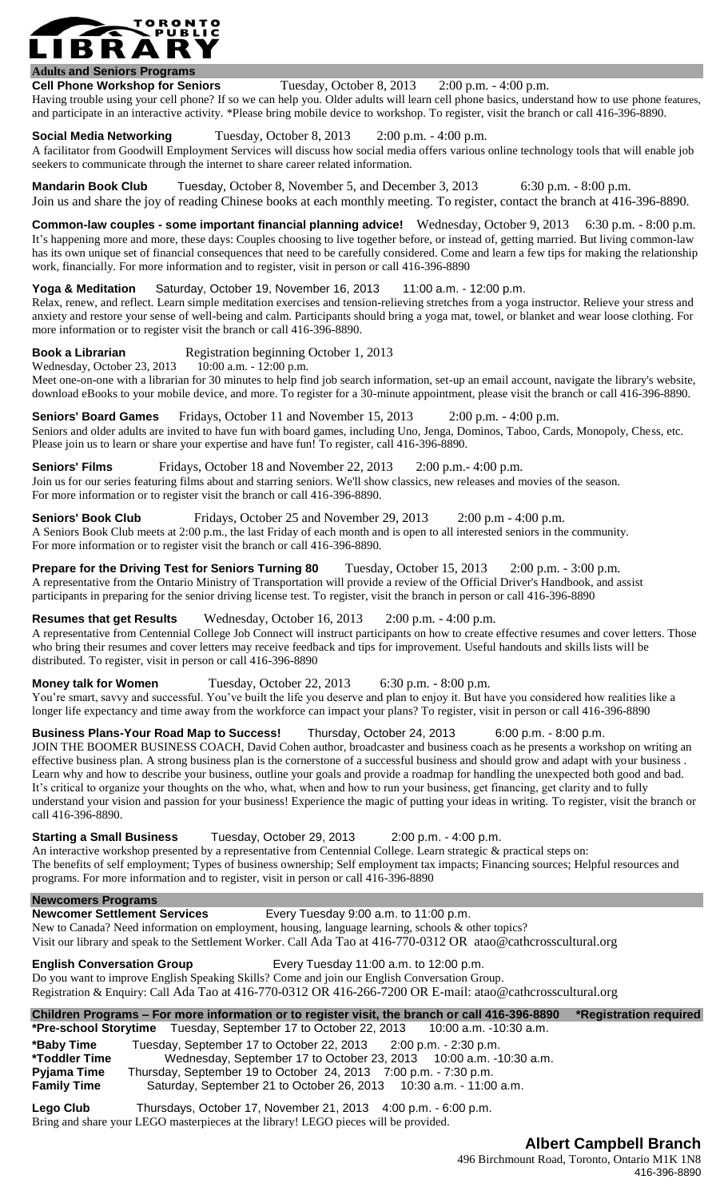# TORONTO PUBLIC LIBRARY

## Adults and Seniors Programs

**Cell Phone Workshop for Seniors** Tuesday, October 8, 2013 2:00 p.m. - 4:00 p.m.
Having trouble using your cell phone? If so we can help you. Older adults will learn cell phone basics, understand how to use phone features, and participate in an interactive activity. *Please bring mobile device to workshop. To register, visit the branch or call 416-396-8890.

**Social Media Networking** Tuesday, October 8, 2013 2:00 p.m. - 4:00 p.m.
A facilitator from Goodwill Employment Services will discuss how social media offers various online technology tools that will enable job seekers to communicate through the internet to share career related information.

**Mandarin Book Club** Tuesday, October 8, November 5, and December 3, 2013 6:30 p.m. - 8:00 p.m.
Join us and share the joy of reading Chinese books at each monthly meeting. To register, contact the branch at 416-396-8890.

**Common-law couples - some important financial planning advice!** Wednesday, October 9, 2013 6:30 p.m. - 8:00 p.m.
It's happening more and more, these days: Couples choosing to live together before, or instead of, getting married. But living common-law has its own unique set of financial consequences that need to be carefully considered. Come and learn a few tips for making the relationship work, financially. For more information and to register, visit in person or call 416-396-8890

**Yoga & Meditation** Saturday, October 19, November 16, 2013 11:00 a.m. - 12:00 p.m.
Relax, renew, and reflect. Learn simple meditation exercises and tension-relieving stretches from a yoga instructor. Relieve your stress and anxiety and restore your sense of well-being and calm. Participants should bring a yoga mat, towel, or blanket and wear loose clothing. For more information or to register visit the branch or call 416-396-8890.

**Book a Librarian** Registration beginning October 1, 2013
Wednesday, October 23, 2013 10:00 a.m. - 12:00 p.m.
Meet one-on-one with a librarian for 30 minutes to help find job search information, set-up an email account, navigate the library's website, download eBooks to your mobile device, and more. To register for a 30-minute appointment, please visit the branch or call 416-396-8890.

**Seniors' Board Games** Fridays, October 11 and November 15, 2013 2:00 p.m. - 4:00 p.m.
Seniors and older adults are invited to have fun with board games, including Uno, Jenga, Dominos, Taboo, Cards, Monopoly, Chess, etc. Please join us to learn or share your expertise and have fun! To register, call 416-396-8890.

**Seniors' Films** Fridays, October 18 and November 22, 2013 2:00 p.m.- 4:00 p.m.
Join us for our series featuring films about and starring seniors. We'll show classics, new releases and movies of the season.
For more information or to register visit the branch or call 416-396-8890.

**Seniors' Book Club** Fridays, October 25 and November 29, 2013 2:00 p.m - 4:00 p.m.
A Seniors Book Club meets at 2:00 p.m., the last Friday of each month and is open to all interested seniors in the community.
For more information or to register visit the branch or call 416-396-8890.

**Prepare for the Driving Test for Seniors Turning 80** Tuesday, October 15, 2013 2:00 p.m. - 3:00 p.m.
A representative from the Ontario Ministry of Transportation will provide a review of the Official Driver's Handbook, and assist participants in preparing for the senior driving license test. To register, visit the branch in person or call 416-396-8890

**Resumes that get Results** Wednesday, October 16, 2013 2:00 p.m. - 4:00 p.m.
A representative from Centennial College Job Connect will instruct participants on how to create effective resumes and cover letters. Those who bring their resumes and cover letters may receive feedback and tips for improvement. Useful handouts and skills lists will be distributed. To register, visit in person or call 416-396-8890

**Money talk for Women** Tuesday, October 22, 2013 6:30 p.m. - 8:00 p.m.
You're smart, savvy and successful. You've built the life you deserve and plan to enjoy it. But have you considered how realities like a longer life expectancy and time away from the workforce can impact your plans? To register, visit in person or call 416-396-8890

**Business Plans-Your Road Map to Success!** Thursday, October 24, 2013 6:00 p.m. - 8:00 p.m.
JOIN THE BOOMER BUSINESS COACH, David Cohen author, broadcaster and business coach as he presents a workshop on writing an effective business plan. A strong business plan is the cornerstone of a successful business and should grow and adapt with your business . Learn why and how to describe your business, outline your goals and provide a roadmap for handling the unexpected both good and bad. It's critical to organize your thoughts on the who, what, when and how to run your business, get financing, get clarity and to fully understand your vision and passion for your business! Experience the magic of putting your ideas in writing. To register, visit the branch or call 416-396-8890.

**Starting a Small Business** Tuesday, October 29, 2013 2:00 p.m. - 4:00 p.m.
An interactive workshop presented by a representative from Centennial College. Learn strategic & practical steps on:
The benefits of self employment; Types of business ownership; Self employment tax impacts; Financing sources; Helpful resources and programs. For more information and to register, visit in person or call 416-396-8890

## Newcomers Programs

**Newcomer Settlement Services** Every Tuesday 9:00 a.m. to 11:00 p.m.
New to Canada? Need information on employment, housing, language learning, schools & other topics?
Visit our library and speak to the Settlement Worker. Call Ada Tao at 416-770-0312 OR atao@cathcrosscultural.org

**English Conversation Group** Every Tuesday 11:00 a.m. to 12:00 p.m.
Do you want to improve English Speaking Skills? Come and join our English Conversation Group.
Registration & Enquiry: Call Ada Tao at 416-770-0312 OR 416-266-7200 OR E-mail: atao@cathcrosscultural.org

## Children Programs – For more information or to register visit, the branch or call 416-396-8890 *Registration required

**\*Pre-school Storytime** Tuesday, September 17 to October 22, 2013 10:00 a.m. -10:30 a.m.
**\*Baby Time** Tuesday, September 17 to October 22, 2013 2:00 p.m. - 2:30 p.m.
**\*Toddler Time** Wednesday, September 17 to October 23, 2013 10:00 a.m. -10:30 a.m.
**Pyjama Time** Thursday, September 19 to October 24, 2013 7:00 p.m. - 7:30 p.m.
**Family Time** Saturday, September 21 to October 26, 2013 10:30 a.m. - 11:00 a.m.

**Lego Club** Thursdays, October 17, November 21, 2013 4:00 p.m. - 6:00 p.m.
Bring and share your LEGO masterpieces at the library! LEGO pieces will be provided.

**Albert Campbell Branch**
496 Birchmount Road, Toronto, Ontario M1K 1N8
416-396-8890